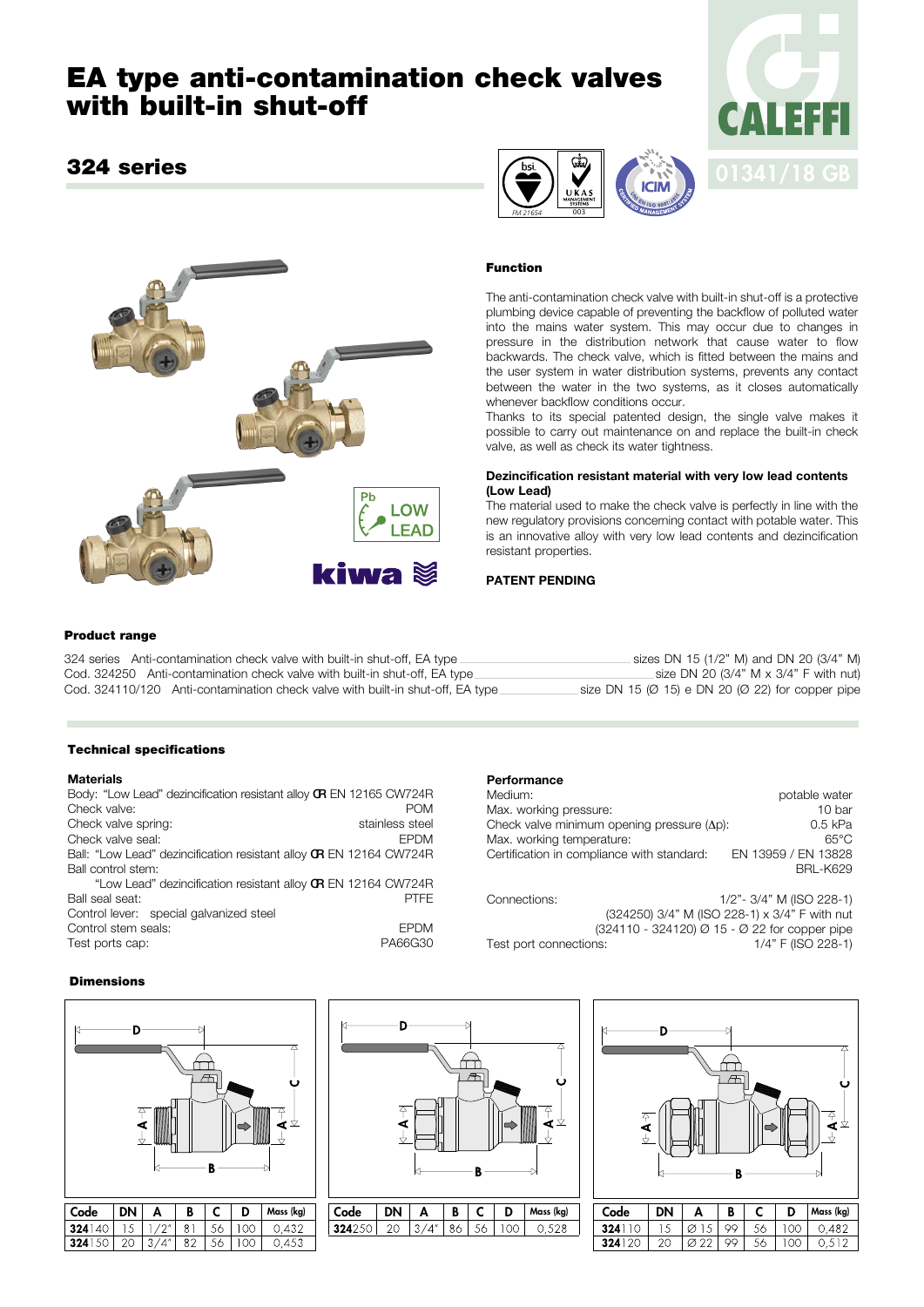# EA type anti-contamination check valves with built-in shut-off

## 324 series

01341/18 GB

### Function

The anti-contamination check valve with built-in shut-off is a protective plumbing device capable of preventing the backflow of polluted water into the mains water system. This may occur due to changes in pressure in the distribution network that cause water to flow backwards. The check valve, which is fitted between the mains and the user system in water distribution systems, prevents any contact between the water in the two systems, as it closes automatically whenever backflow conditions occur.

Thanks to its special patented design, the single valve makes it possible to carry out maintenance on and replace the built-in check valve, as well as check its water tightness.

### Dezincification resistant material with very low lead contents (Low Lead)

The material used to make the check valve is perfectly in line with the new regulatory provisions concerning contact with potable water. This is an innovative alloy with very low lead contents and dezincification resistant properties.

**PATENT PENDING**

### Product range

324 series Anti-contamination check valve with built-in shut-off, EA type ______ sizes DN 15 (1/2" M) and DN 20 (3/4" M)
Cod. 324250 Anti-contamination check valve with built-in shut-off, EA type ______ size DN 20 (3/4" M x 3/4" F with nut)
Cod. 324110/120 Anti-contamination check valve with built-in shut-off, EA type ______ size DN 15 (Ø 15) e DN 20 (Ø 22) for copper pipe

### Technical specifications

**Materials**

Body: "Low Lead" dezincification resistant alloy CR EN 12165 CW724R
Check valve: POM
Check valve spring: stainless steel
Check valve seal: EPDM
Ball: "Low Lead" dezincification resistant alloy CR EN 12164 CW724R
Ball control stem: "Low Lead" dezincification resistant alloy CR EN 12164 CW724R
Ball seal seat: PTFE
Control lever: special galvanized steel
Control stem seals: EPDM
Test ports cap: PA66G30

**Performance**

Medium: potable water
Max. working pressure: 10 bar
Check valve minimum opening pressure (Δp): 0.5 kPa
Max. working temperature: 65°C
Certification in compliance with standard: EN 13959 / EN 13828 BRL-K629

Connections: 1/2"- 3/4" M (ISO 228-1)
(324250) 3/4" M (ISO 228-1) x 3/4" F with nut
(324110 - 324120) Ø 15 - Ø 22 for copper pipe
Test port connections: 1/4" F (ISO 228-1)

### Dimensions

| Code | DN | A | B | C | D | Mass (kg) |
|---|---|---|---|---|---|---|
| **324**140 | 15 | 1/2" | 81 | 56 | 100 | 0,432 |
| **324**150 | 20 | 3/4" | 82 | 56 | 100 | 0,453 |

| Code | DN | A | B | C | D | Mass (kg) |
|---|---|---|---|---|---|---|
| **324**250 | 20 | 3/4" | 86 | 56 | 100 | 0,528 |

| Code | DN | A | B | C | D | Mass (kg) |
|---|---|---|---|---|---|---|
| **324**110 | 15 | Ø 15 | 99 | 56 | 100 | 0,482 |
| **324**120 | 20 | Ø 22 | 99 | 56 | 100 | 0,512 |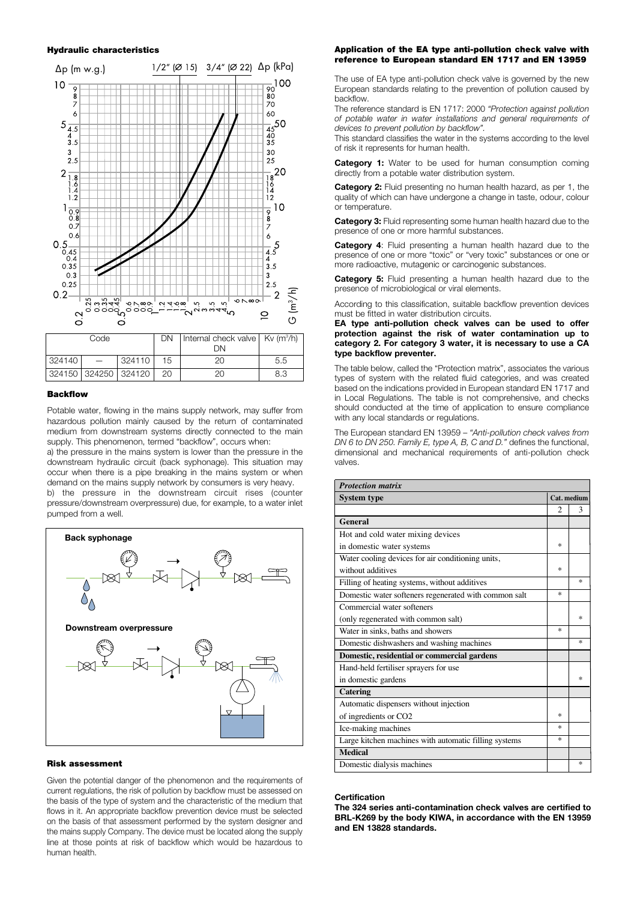## Hydraulic characteristics

| Code | | | DN | Internal check valve DN | Kv ($m^3/h$) |
|---|---|---|---|---|---|
| 324140 | — | 324110 | 15 | 20 | 5.5 |
| 324150 | 324250 | 324120 | 20 | 20 | 8.3 |

## Backflow

Potable water, flowing in the mains supply network, may suffer from hazardous pollution mainly caused by the return of contaminated medium from downstream systems directly connected to the main supply. This phenomenon, termed "backflow", occurs when:

a) the pressure in the mains system is lower than the pressure in the downstream hydraulic circuit (back syphonage). This situation may occur when there is a pipe breaking in the mains system or when demand on the mains supply network by consumers is very heavy.

b) the pressure in the downstream circuit rises (counter pressure/downstream overpressure) due, for example, to a water inlet pumped from a well.

**Back syphonage**

**Downstream overpressure**

## Risk assessment

Given the potential danger of the phenomenon and the requirements of current regulations, the risk of pollution by backflow must be assessed on the basis of the type of system and the characteristic of the medium that flows in it. An appropriate backflow prevention device must be selected on the basis of that assessment performed by the system designer and the mains supply Company. The device must be located along the supply line at those points at risk of backflow which would be hazardous to human health.

## Application of the EA type anti-pollution check valve with reference to European standard EN 1717 and EN 13959

The use of EA type anti-pollution check valve is governed by the new European standards relating to the prevention of pollution caused by backflow.

The reference standard is EN 1717: 2000 *"Protection against pollution of potable water in water installations and general requirements of devices to prevent pollution by backflow"*.

This standard classifies the water in the systems according to the level of risk it represents for human health.

**Category 1:** Water to be used for human consumption coming directly from a potable water distribution system.

**Category 2:** Fluid presenting no human health hazard, as per 1, the quality of which can have undergone a change in taste, odour, colour or temperature.

**Category 3:** Fluid representing some human health hazard due to the presence of one or more harmful substances.

**Category 4**: Fluid presenting a human health hazard due to the presence of one or more "toxic" or "very toxic" substances or one or more radioactive, mutagenic or carcinogenic substances.

**Category 5:** Fluid presenting a human health hazard due to the presence of microbiological or viral elements.

According to this classification, suitable backflow prevention devices must be fitted in water distribution circuits.

**EA type anti-pollution check valves can be used to offer protection against the risk of water contamination up to category 2. For category 3 water, it is necessary to use a CA type backflow preventer.**

The table below, called the "Protection matrix", associates the various types of system with the related fluid categories, and was created based on the indications provided in European standard EN 1717 and in Local Regulations. The table is not comprehensive, and checks should conducted at the time of application to ensure compliance with any local standards or regulations.

The European standard EN 13959 – *"Anti-pollution check valves from DN 6 to DN 250. Family E, type A, B, C and D."* defines the functional, dimensional and mechanical requirements of anti-pollution check valves.

| *Protection matrix* | | |
|---|---|---|
| **System type** | **Cat. medium** | |
| | 2 | 3 |
| **General** | | |
| Hot and cold water mixing devices in domestic water systems | * | |
| Water cooling devices for air conditioning units, without additives | * | |
| Filling of heating systems, without additives | | * |
| Domestic water softeners regenerated with common salt | * | |
| Commercial water softeners (only regenerated with common salt) | | * |
| Water in sinks, baths and showers | * | |
| Domestic dishwashers and washing machines | | * |
| **Domestic, residential or commercial gardens** | | |
| Hand-held fertiliser sprayers for use in domestic gardens | | * |
| **Catering** | | |
| Automatic dispensers without injection of ingredients or CO2 | * | |
| Ice-making machines | * | |
| Large kitchen machines with automatic filling systems | * | |
| **Medical** | | |
| Domestic dialysis machines | | * |

**Certification**

**The 324 series anti-contamination check valves are certified to BRL-K269 by the body KIWA, in accordance with the EN 13959 and EN 13828 standards.**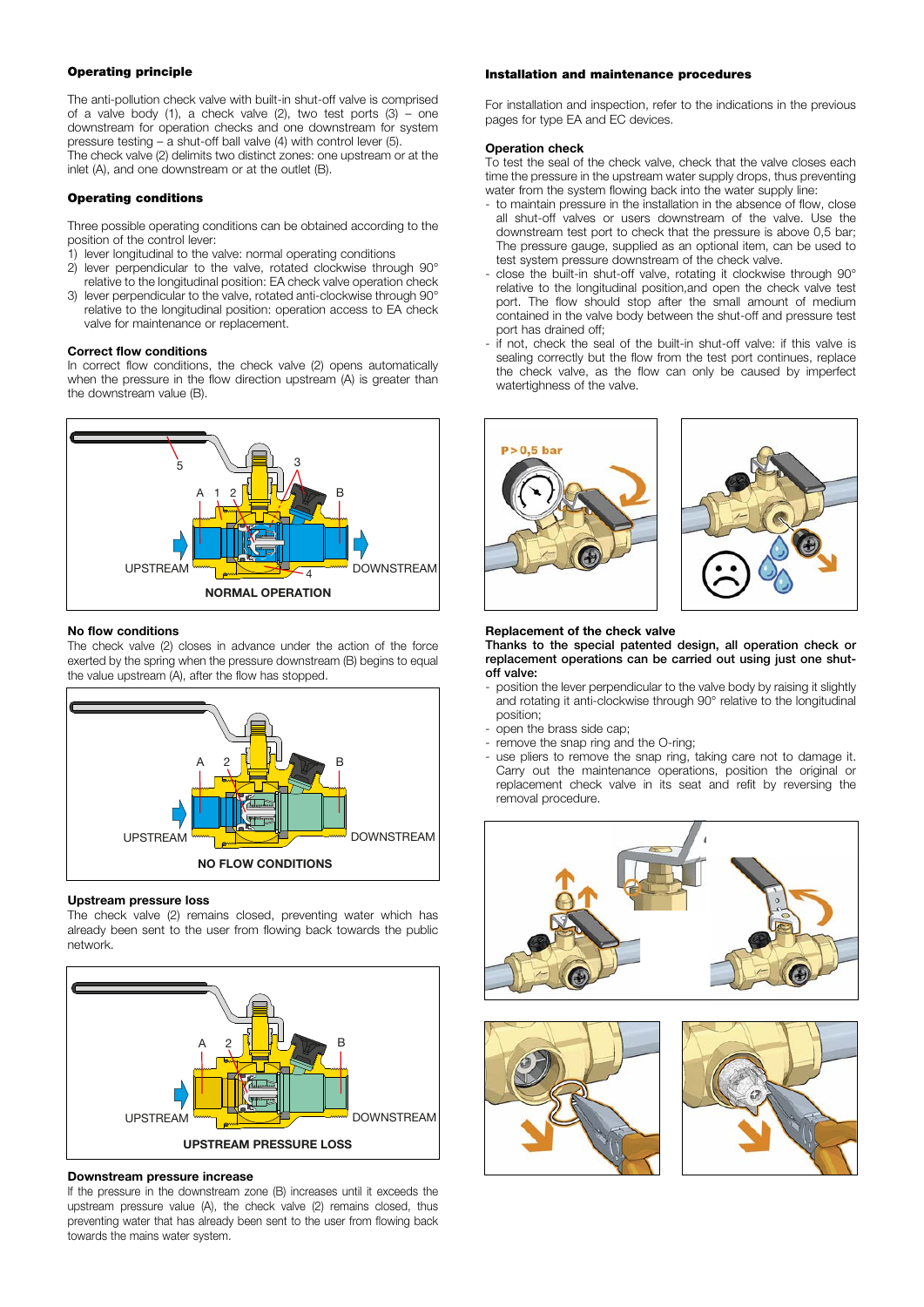### Operating principle

The anti-pollution check valve with built-in shut-off valve is comprised of a valve body (1), a check valve (2), two test ports (3) – one downstream for operation checks and one downstream for system pressure testing – a shut-off ball valve (4) with control lever (5).
The check valve (2) delimits two distinct zones: one upstream or at the inlet (A), and one downstream or at the outlet (B).

### Operating conditions

Three possible operating conditions can be obtained according to the position of the control lever:

1) lever longitudinal to the valve: normal operating conditions
2) lever perpendicular to the valve, rotated clockwise through 90° relative to the longitudinal position: EA check valve operation check
3) lever perpendicular to the valve, rotated anti-clockwise through 90° relative to the longitudinal position: operation access to EA check valve for maintenance or replacement.

### Correct flow conditions

In correct flow conditions, the check valve (2) opens automatically when the pressure in the flow direction upstream (A) is greater than the downstream value (B).

NORMAL OPERATION

### No flow conditions

The check valve (2) closes in advance under the action of the force exerted by the spring when the pressure downstream (B) begins to equal the value upstream (A), after the flow has stopped.

NO FLOW CONDITIONS

### Upstream pressure loss

The check valve (2) remains closed, preventing water which has already been sent to the user from flowing back towards the public network.

UPSTREAM PRESSURE LOSS

### Downstream pressure increase

If the pressure in the downstream zone (B) increases until it exceeds the upstream pressure value (A), the check valve (2) remains closed, thus preventing water that has already been sent to the user from flowing back towards the mains water system.

### Installation and maintenance procedures

For installation and inspection, refer to the indications in the previous pages for type EA and EC devices.

### Operation check

To test the seal of the check valve, check that the valve closes each time the pressure in the upstream water supply drops, thus preventing water from the system flowing back into the water supply line:

- to maintain pressure in the installation in the absence of flow, close all shut-off valves or users downstream of the valve. Use the downstream test port to check that the pressure is above 0,5 bar; The pressure gauge, supplied as an optional item, can be used to test system pressure downstream of the check valve.
- close the built-in shut-off valve, rotating it clockwise through 90° relative to the longitudinal position,and open the check valve test port. The flow should stop after the small amount of medium contained in the valve body between the shut-off and pressure test port has drained off;
- if not, check the seal of the built-in shut-off valve: if this valve is sealing correctly but the flow from the test port continues, replace the check valve, as the flow can only be caused by imperfect watertightness of the valve.

P>0,5 bar

### Replacement of the check valve

**Thanks to the special patented design, all operation check or replacement operations can be carried out using just one shut-off valve:**

- position the lever perpendicular to the valve body by raising it slightly and rotating it anti-clockwise through 90° relative to the longitudinal position;
- open the brass side cap;
- remove the snap ring and the O-ring;
- use pliers to remove the snap ring, taking care not to damage it. Carry out the maintenance operations, position the original or replacement check valve in its seat and refit by reversing the removal procedure.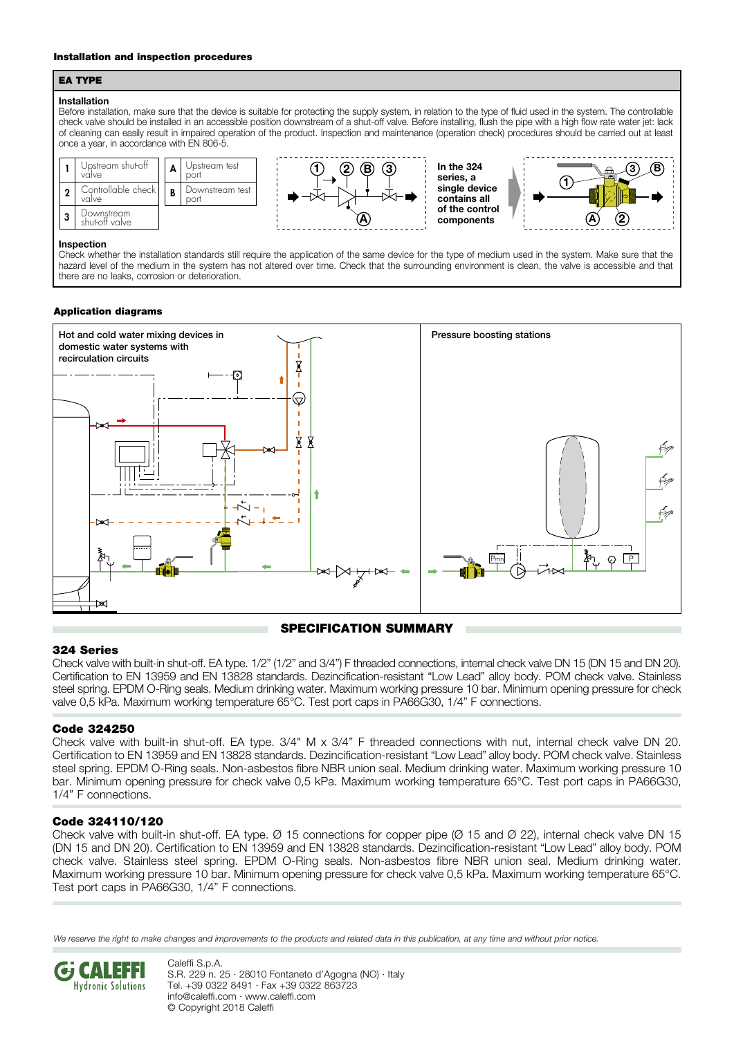### Installation and inspection procedures

#### EA TYPE

**Installation**

Before installation, make sure that the device is suitable for protecting the supply system, in relation to the type of fluid used in the system. The controllable check valve should be installed in an accessible position downstream of a shut-off valve. Before installing, flush the pipe with a high flow rate water jet: lack of cleaning can easily result in impaired operation of the product. Inspection and maintenance (operation check) procedures should be carried out at least once a year, in accordance with EN 806-5.

| | | | |
|---|---|---|---|
| 1 | Upstream shut-off valve | A | Upstream test port |
| 2 | Controllable check valve | B | Downstream test port |
| 3 | Downstream shut-off valve | | |

1 2 B 3

A

**In the 324 series, a single device contains all of the control components**

3 B

1

A 2

**Inspection**

Check whether the installation standards still require the application of the same device for the type of medium used in the system. Make sure that the hazard level of the medium in the system has not altered over time. Check that the surrounding environment is clean, the valve is accessible and that there are no leaks, corrosion or deterioration.

### Application diagrams

Hot and cold water mixing devices in domestic water systems with recirculation circuits

Pressure boosting stations

Pmin

P

## SPECIFICATION SUMMARY

### 324 Series

Check valve with built-in shut-off. EA type. 1/2" (1/2" and 3/4") F threaded connections, internal check valve DN 15 (DN 15 and DN 20). Certification to EN 13959 and EN 13828 standards. Dezincification-resistant "Low Lead" alloy body. POM check valve. Stainless steel spring. EPDM O-Ring seals. Medium drinking water. Maximum working pressure 10 bar. Minimum opening pressure for check valve 0,5 kPa. Maximum working temperature 65°C. Test port caps in PA66G30, 1/4" F connections.

### Code 324250

Check valve with built-in shut-off. EA type. 3/4" M x 3/4" F threaded connections with nut, internal check valve DN 20. Certification to EN 13959 and EN 13828 standards. Dezincification-resistant "Low Lead" alloy body. POM check valve. Stainless steel spring. EPDM O-Ring seals. Non-asbestos fibre NBR union seal. Medium drinking water. Maximum working pressure 10 bar. Minimum opening pressure for check valve 0,5 kPa. Maximum working temperature 65°C. Test port caps in PA66G30, 1/4" F connections.

### Code 324110/120

Check valve with built-in shut-off. EA type. Ø 15 connections for copper pipe (Ø 15 and Ø 22), internal check valve DN 15 (DN 15 and DN 20). Certification to EN 13959 and EN 13828 standards. Dezincification-resistant "Low Lead" alloy body. POM check valve. Stainless steel spring. EPDM O-Ring seals. Non-asbestos fibre NBR union seal. Medium drinking water. Maximum working pressure 10 bar. Minimum opening pressure for check valve 0,5 kPa. Maximum working temperature 65°C. Test port caps in PA66G30, 1/4" F connections.

*We reserve the right to make changes and improvements to the products and related data in this publication, at any time and without prior notice.*

CALEFFI Hydronic Solutions

Caleffi S.p.A.
S.R. 229 n. 25 · 28010 Fontaneto d'Agogna (NO) · Italy
Tel. +39 0322 8491 · Fax +39 0322 863723
info@caleffi.com · www.caleffi.com
© Copyright 2018 Caleffi